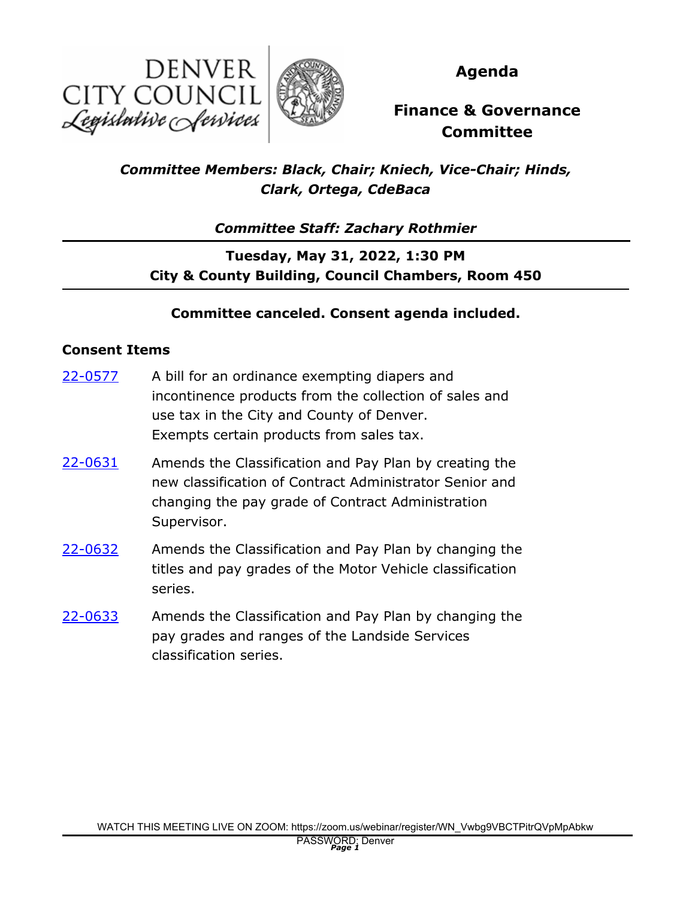DENVER CITY COUNCIL
*Legislative Services*

# Agenda

# Finance & Governance Committee

***Committee Members: Black, Chair; Kniech, Vice-Chair; Hinds, Clark, Ortega, CdeBaca***

***Committee Staff: Zachary Rothmier***

**Tuesday, May 31, 2022, 1:30 PM**
**City & County Building, Council Chambers, Room 450**

**Committee canceled. Consent agenda included.**

## Consent Items

22-0577 A bill for an ordinance exempting diapers and incontinence products from the collection of sales and use tax in the City and County of Denver.
Exempts certain products from sales tax.

22-0631 Amends the Classification and Pay Plan by creating the new classification of Contract Administrator Senior and changing the pay grade of Contract Administration Supervisor.

22-0632 Amends the Classification and Pay Plan by changing the titles and pay grades of the Motor Vehicle classification series.

22-0633 Amends the Classification and Pay Plan by changing the pay grades and ranges of the Landside Services classification series.

WATCH THIS MEETING LIVE ON ZOOM: https://zoom.us/webinar/register/WN_Vwbg9VBCTPitrQVpMpAbkw
PASSWORD: Denver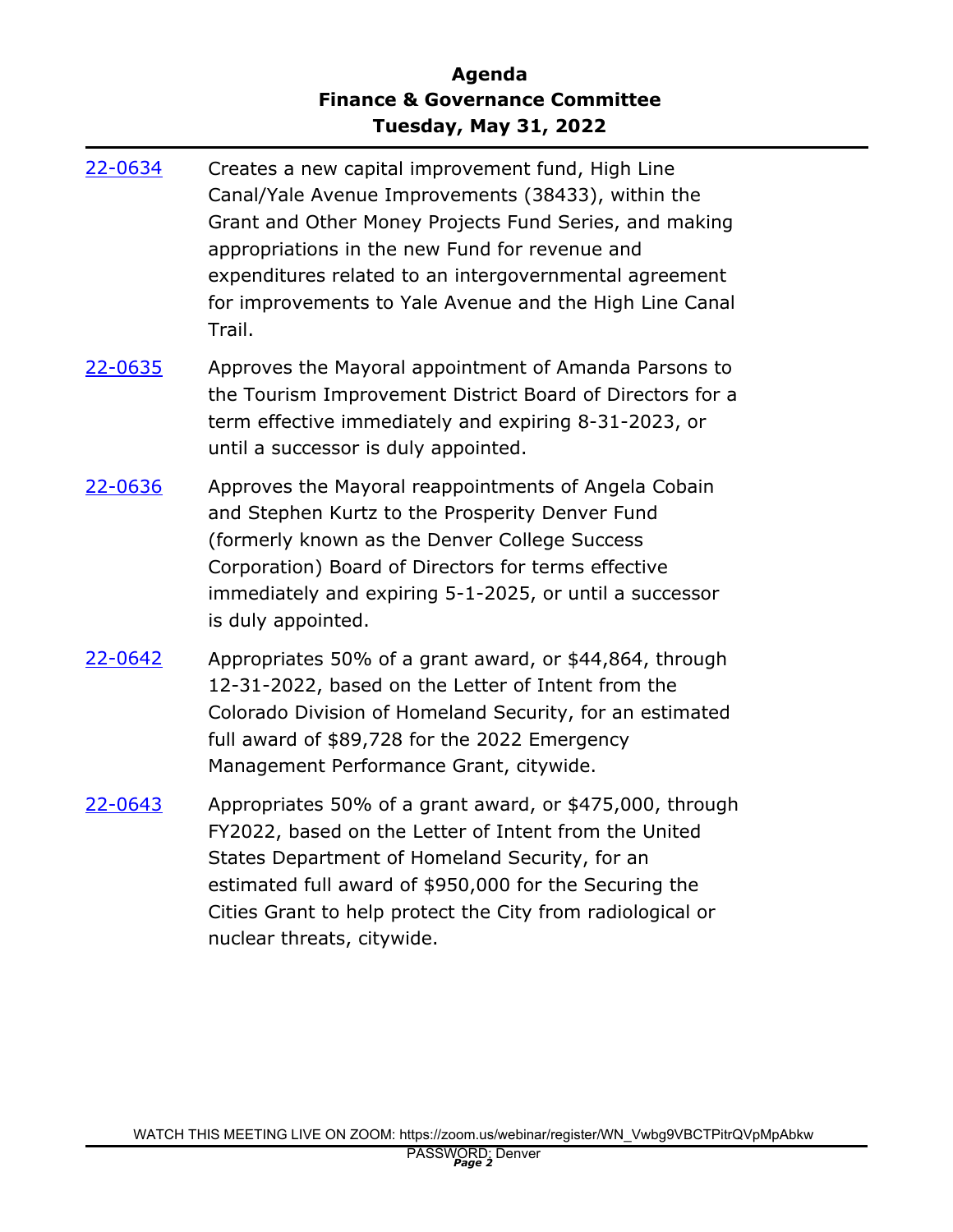**Agenda**
**Finance & Governance Committee**
**Tuesday, May 31, 2022**

[22-0634] Creates a new capital improvement fund, High Line Canal/Yale Avenue Improvements (38433), within the Grant and Other Money Projects Fund Series, and making appropriations in the new Fund for revenue and expenditures related to an intergovernmental agreement for improvements to Yale Avenue and the High Line Canal Trail.

[22-0635] Approves the Mayoral appointment of Amanda Parsons to the Tourism Improvement District Board of Directors for a term effective immediately and expiring 8-31-2023, or until a successor is duly appointed.

[22-0636] Approves the Mayoral reappointments of Angela Cobain and Stephen Kurtz to the Prosperity Denver Fund (formerly known as the Denver College Success Corporation) Board of Directors for terms effective immediately and expiring 5-1-2025, or until a successor is duly appointed.

[22-0642] Appropriates 50% of a grant award, or $44,864, through 12-31-2022, based on the Letter of Intent from the Colorado Division of Homeland Security, for an estimated full award of $89,728 for the 2022 Emergency Management Performance Grant, citywide.

[22-0643] Appropriates 50% of a grant award, or $475,000, through FY2022, based on the Letter of Intent from the United States Department of Homeland Security, for an estimated full award of $950,000 for the Securing the Cities Grant to help protect the City from radiological or nuclear threats, citywide.

WATCH THIS MEETING LIVE ON ZOOM: https://zoom.us/webinar/register/WN_Vwbg9VBCTPitrQVpMpAbkw
PASSWORD: Denver